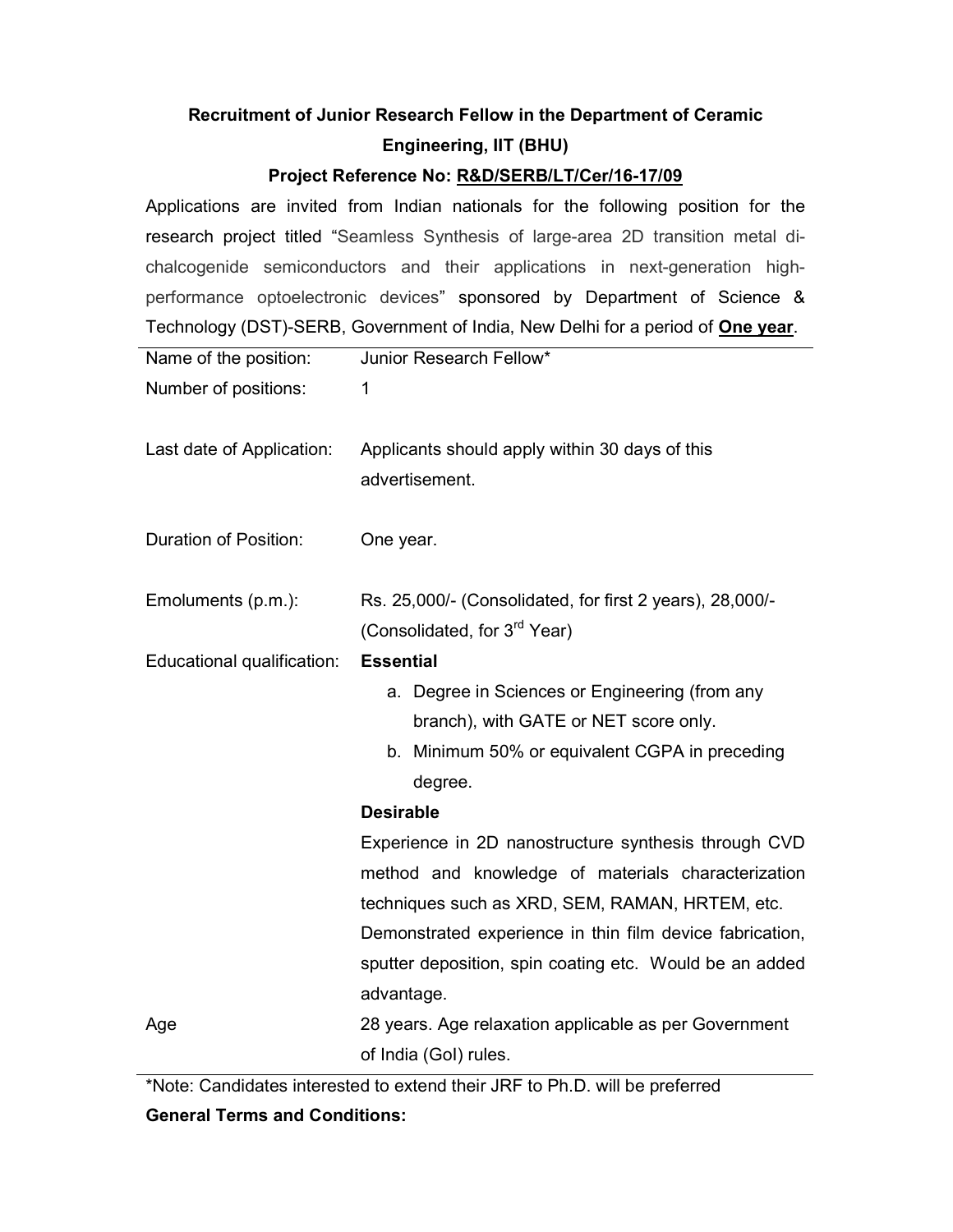## Recruitment of Junior Research Fellow in the Department of Ceramic Engineering, IIT (BHU)

**Project Reference No: R&D/SERB/LT/Cer/16-17/09**

Applications are invited from Indian nationals for the following position for the research project titled "Seamless Synthesis of large-area 2D transition metal di-chalcogenide semiconductors and their applications in next-generation high-performance optoelectronic devices" sponsored by Department of Science & Technology (DST)-SERB, Government of India, New Delhi for a period of **One year**.

| | |
|---|---|
| Name of the position: | Junior Research Fellow* |
| Number of positions: | 1 |
| Last date of Application: | Applicants should apply within 30 days of this advertisement. |
| Duration of Position: | One year. |
| Emoluments (p.m.): | Rs. 25,000/- (Consolidated, for first 2 years), 28,000/- (Consolidated, for 3rd Year) |
| Educational qualification: | **Essential**<br>a. Degree in Sciences or Engineering (from any branch), with GATE or NET score only.<br>b. Minimum 50% or equivalent CGPA in preceding degree.<br>**Desirable**<br>Experience in 2D nanostructure synthesis through CVD method and knowledge of materials characterization techniques such as XRD, SEM, RAMAN, HRTEM, etc. Demonstrated experience in thin film device fabrication, sputter deposition, spin coating etc. Would be an added advantage. |
| Age | 28 years. Age relaxation applicable as per Government of India (GoI) rules. |

*Note: Candidates interested to extend their JRF to Ph.D. will be preferred

**General Terms and Conditions:**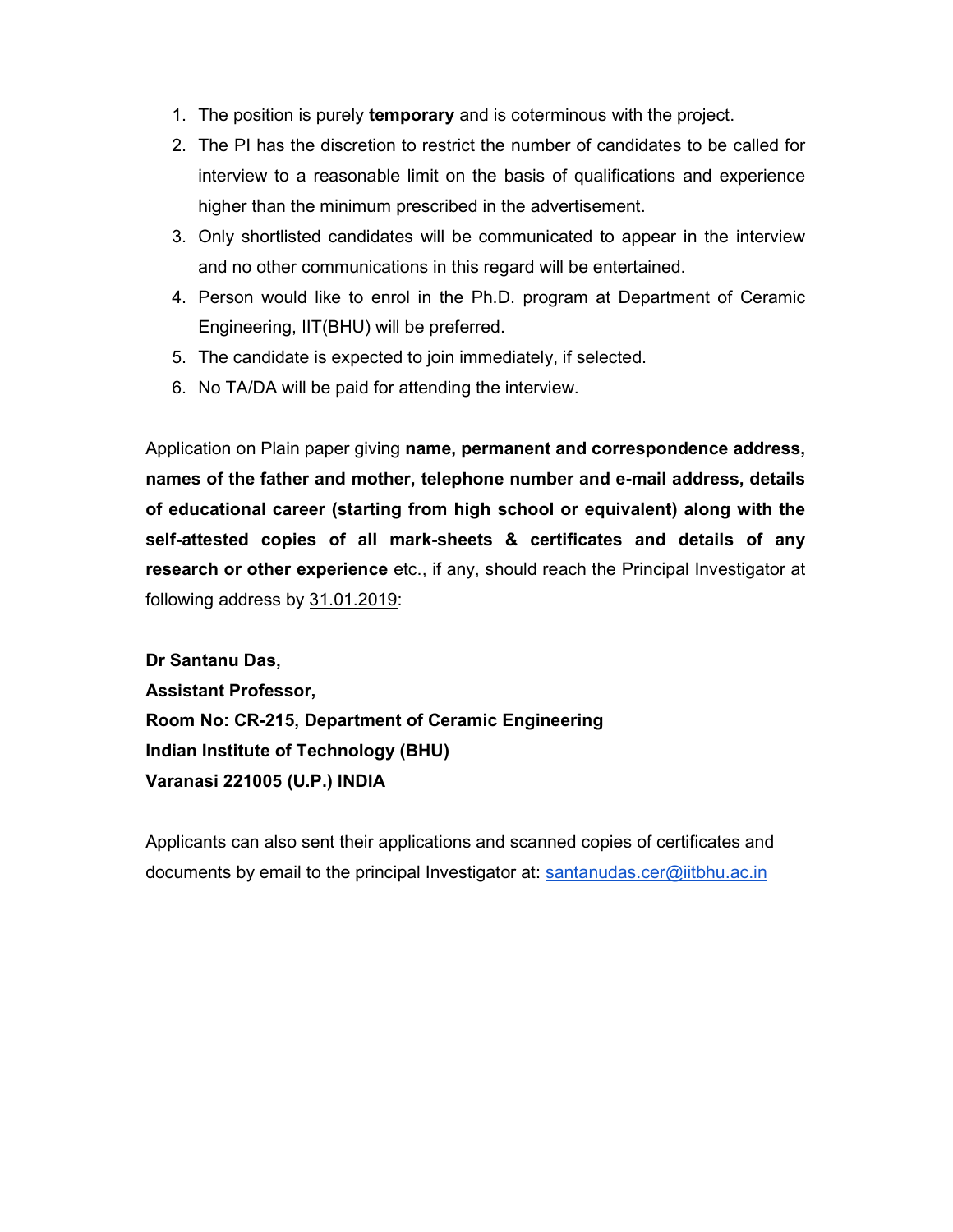1. The position is purely **temporary** and is coterminous with the project.
2. The PI has the discretion to restrict the number of candidates to be called for interview to a reasonable limit on the basis of qualifications and experience higher than the minimum prescribed in the advertisement.
3. Only shortlisted candidates will be communicated to appear in the interview and no other communications in this regard will be entertained.
4. Person would like to enrol in the Ph.D. program at Department of Ceramic Engineering, IIT(BHU) will be preferred.
5. The candidate is expected to join immediately, if selected.
6. No TA/DA will be paid for attending the interview.

Application on Plain paper giving **name, permanent and correspondence address, names of the father and mother, telephone number and e-mail address, details of educational career (starting from high school or equivalent) along with the self-attested copies of all mark-sheets & certificates and details of any research or other experience** etc., if any, should reach the Principal Investigator at following address by 31.01.2019:

**Dr Santanu Das,**
**Assistant Professor,**
**Room No: CR-215, Department of Ceramic Engineering**
**Indian Institute of Technology (BHU)**
**Varanasi 221005 (U.P.) INDIA**

Applicants can also sent their applications and scanned copies of certificates and documents by email to the principal Investigator at: santanudas.cer@iitbhu.ac.in